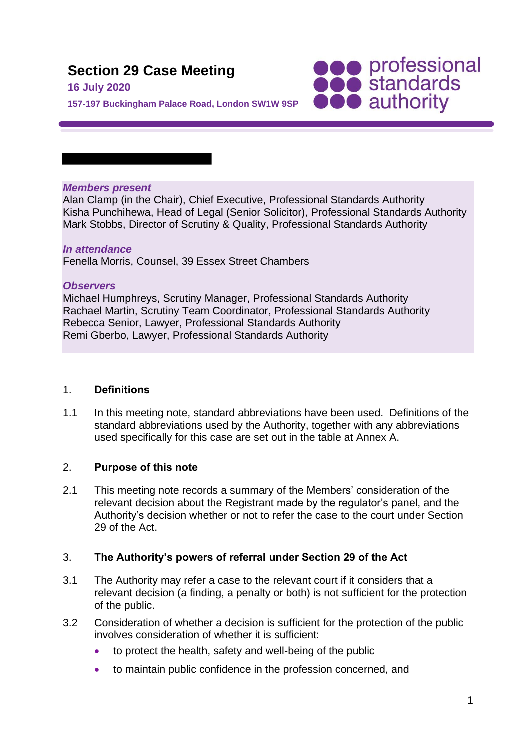# Section 29 Case Meeting

**16 July 2020**

**157-197 Buckingham Palace Road, London SW1W 9SP**

***Members present***
Alan Clamp (in the Chair), Chief Executive, Professional Standards Authority
Kisha Punchihewa, Head of Legal (Senior Solicitor), Professional Standards Authority
Mark Stobbs, Director of Scrutiny & Quality, Professional Standards Authority

***In attendance***
Fenella Morris, Counsel, 39 Essex Street Chambers

***Observers***
Michael Humphreys, Scrutiny Manager, Professional Standards Authority
Rachael Martin, Scrutiny Team Coordinator, Professional Standards Authority
Rebecca Senior, Lawyer, Professional Standards Authority
Remi Gberbo, Lawyer, Professional Standards Authority

## 1. Definitions

1.1 In this meeting note, standard abbreviations have been used. Definitions of the standard abbreviations used by the Authority, together with any abbreviations used specifically for this case are set out in the table at Annex A.

## 2. Purpose of this note

2.1 This meeting note records a summary of the Members' consideration of the relevant decision about the Registrant made by the regulator's panel, and the Authority's decision whether or not to refer the case to the court under Section 29 of the Act.

## 3. The Authority's powers of referral under Section 29 of the Act

3.1 The Authority may refer a case to the relevant court if it considers that a relevant decision (a finding, a penalty or both) is not sufficient for the protection of the public.

3.2 Consideration of whether a decision is sufficient for the protection of the public involves consideration of whether it is sufficient:

- to protect the health, safety and well-being of the public
- to maintain public confidence in the profession concerned, and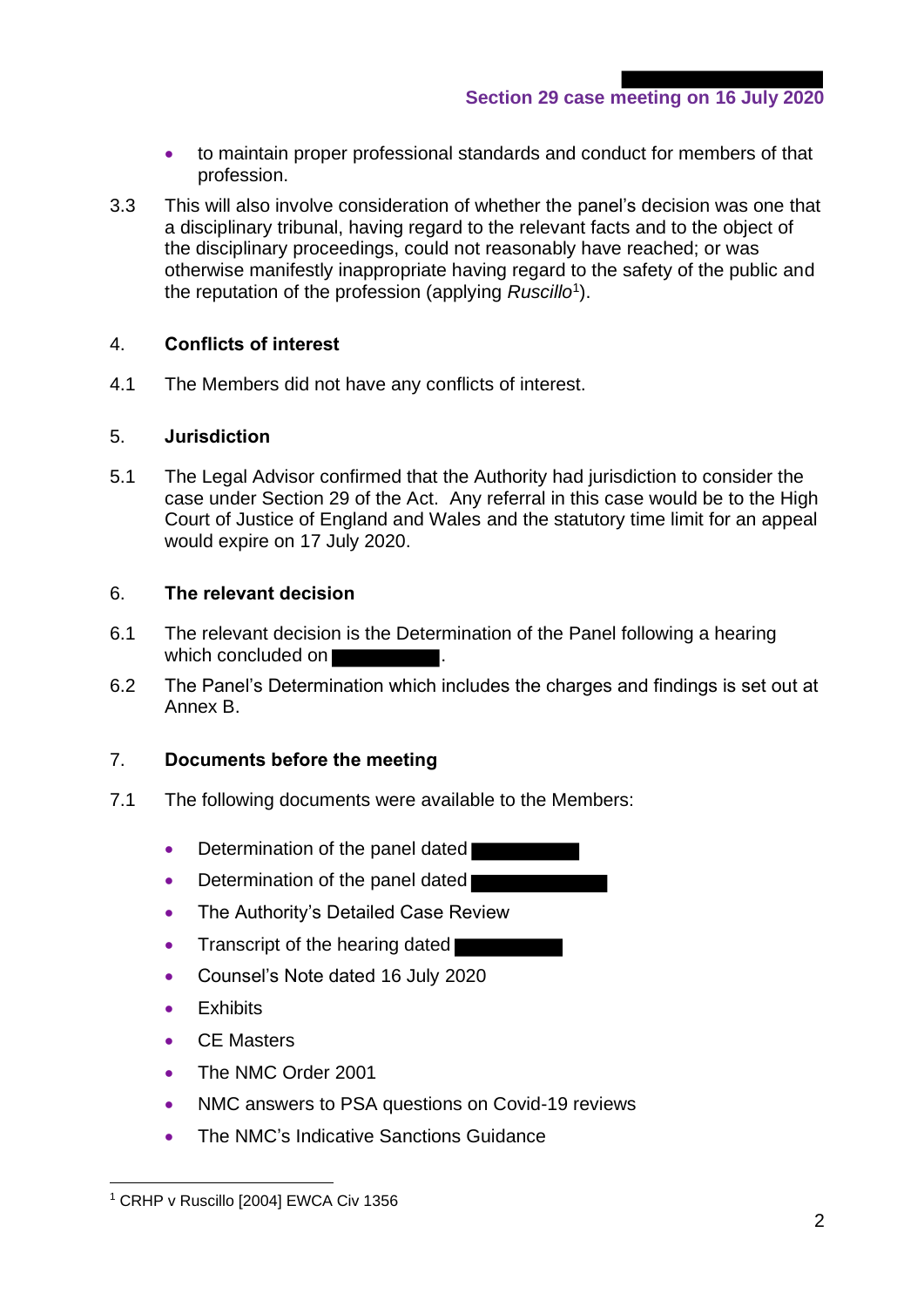- to maintain proper professional standards and conduct for members of that profession.

3.3 This will also involve consideration of whether the panel's decision was one that a disciplinary tribunal, having regard to the relevant facts and to the object of the disciplinary proceedings, could not reasonably have reached; or was otherwise manifestly inappropriate having regard to the safety of the public and the reputation of the profession (applying *Ruscillo*[1]).

## 4. Conflicts of interest

4.1 The Members did not have any conflicts of interest.

## 5. Jurisdiction

5.1 The Legal Advisor confirmed that the Authority had jurisdiction to consider the case under Section 29 of the Act. Any referral in this case would be to the High Court of Justice of England and Wales and the statutory time limit for an appeal would expire on 17 July 2020.

## 6. The relevant decision

6.1 The relevant decision is the Determination of the Panel following a hearing which concluded on ██████████.

6.2 The Panel's Determination which includes the charges and findings is set out at Annex B.

## 7. Documents before the meeting

7.1 The following documents were available to the Members:

- Determination of the panel dated ██████████
- Determination of the panel dated ██████████
- The Authority's Detailed Case Review
- Transcript of the hearing dated ██████████
- Counsel's Note dated 16 July 2020
- Exhibits
- CE Masters
- The NMC Order 2001
- NMC answers to PSA questions on Covid-19 reviews
- The NMC's Indicative Sanctions Guidance

---

[1] CRHP v Ruscillo [2004] EWCA Civ 1356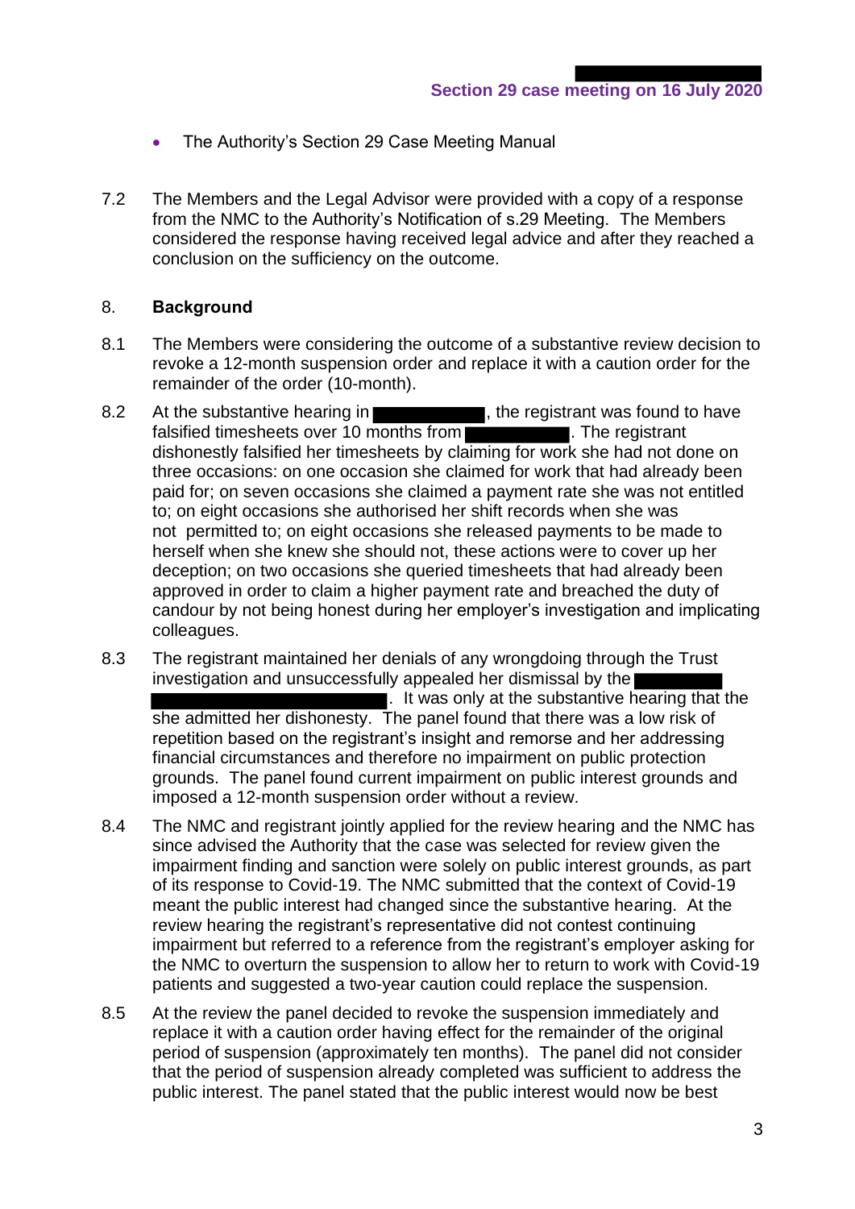- The Authority's Section 29 Case Meeting Manual

7.2 The Members and the Legal Advisor were provided with a copy of a response from the NMC to the Authority's Notification of s.29 Meeting. The Members considered the response having received legal advice and after they reached a conclusion on the sufficiency on the outcome.

## 8. Background

8.1 The Members were considering the outcome of a substantive review decision to revoke a 12-month suspension order and replace it with a caution order for the remainder of the order (10-month).

8.2 At the substantive hearing in ██████████, the registrant was found to have falsified timesheets over 10 months from ██████████. The registrant dishonestly falsified her timesheets by claiming for work she had not done on three occasions: on one occasion she claimed for work that had already been paid for; on seven occasions she claimed a payment rate she was not entitled to; on eight occasions she authorised her shift records when she was not permitted to; on eight occasions she released payments to be made to herself when she knew she should not, these actions were to cover up her deception; on two occasions she queried timesheets that had already been approved in order to claim a higher payment rate and breached the duty of candour by not being honest during her employer's investigation and implicating colleagues.

8.3 The registrant maintained her denials of any wrongdoing through the Trust investigation and unsuccessfully appealed her dismissal by the ██████████ ██████████████████████. It was only at the substantive hearing that the she admitted her dishonesty. The panel found that there was a low risk of repetition based on the registrant's insight and remorse and her addressing financial circumstances and therefore no impairment on public protection grounds. The panel found current impairment on public interest grounds and imposed a 12-month suspension order without a review.

8.4 The NMC and registrant jointly applied for the review hearing and the NMC has since advised the Authority that the case was selected for review given the impairment finding and sanction were solely on public interest grounds, as part of its response to Covid-19. The NMC submitted that the context of Covid-19 meant the public interest had changed since the substantive hearing. At the review hearing the registrant's representative did not contest continuing impairment but referred to a reference from the registrant's employer asking for the NMC to overturn the suspension to allow her to return to work with Covid-19 patients and suggested a two-year caution could replace the suspension.

8.5 At the review the panel decided to revoke the suspension immediately and replace it with a caution order having effect for the remainder of the original period of suspension (approximately ten months). The panel did not consider that the period of suspension already completed was sufficient to address the public interest. The panel stated that the public interest would now be best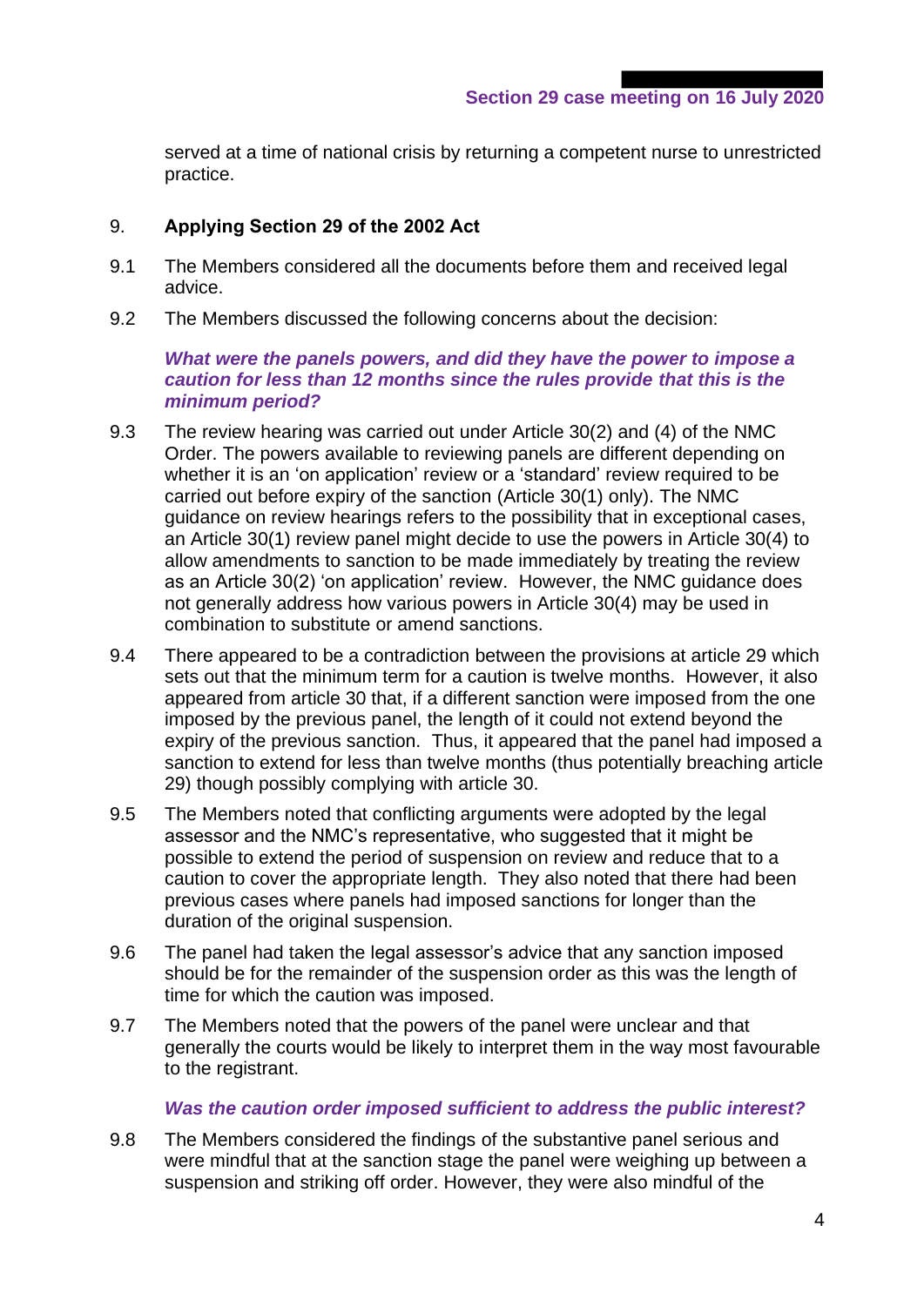served at a time of national crisis by returning a competent nurse to unrestricted practice.

9. **Applying Section 29 of the 2002 Act**

9.1 The Members considered all the documents before them and received legal advice.

9.2 The Members discussed the following concerns about the decision:

***What were the panels powers, and did they have the power to impose a caution for less than 12 months since the rules provide that this is the minimum period?***

9.3 The review hearing was carried out under Article 30(2) and (4) of the NMC Order. The powers available to reviewing panels are different depending on whether it is an 'on application' review or a 'standard' review required to be carried out before expiry of the sanction (Article 30(1) only). The NMC guidance on review hearings refers to the possibility that in exceptional cases, an Article 30(1) review panel might decide to use the powers in Article 30(4) to allow amendments to sanction to be made immediately by treating the review as an Article 30(2) 'on application' review. However, the NMC guidance does not generally address how various powers in Article 30(4) may be used in combination to substitute or amend sanctions.

9.4 There appeared to be a contradiction between the provisions at article 29 which sets out that the minimum term for a caution is twelve months. However, it also appeared from article 30 that, if a different sanction were imposed from the one imposed by the previous panel, the length of it could not extend beyond the expiry of the previous sanction. Thus, it appeared that the panel had imposed a sanction to extend for less than twelve months (thus potentially breaching article 29) though possibly complying with article 30.

9.5 The Members noted that conflicting arguments were adopted by the legal assessor and the NMC's representative, who suggested that it might be possible to extend the period of suspension on review and reduce that to a caution to cover the appropriate length. They also noted that there had been previous cases where panels had imposed sanctions for longer than the duration of the original suspension.

9.6 The panel had taken the legal assessor's advice that any sanction imposed should be for the remainder of the suspension order as this was the length of time for which the caution was imposed.

9.7 The Members noted that the powers of the panel were unclear and that generally the courts would be likely to interpret them in the way most favourable to the registrant.

***Was the caution order imposed sufficient to address the public interest?***

9.8 The Members considered the findings of the substantive panel serious and were mindful that at the sanction stage the panel were weighing up between a suspension and striking off order. However, they were also mindful of the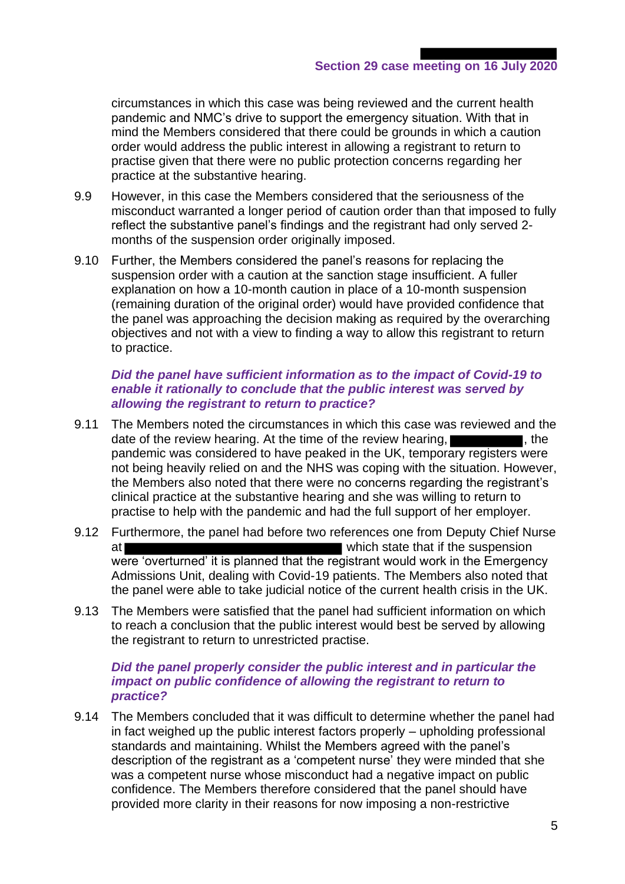circumstances in which this case was being reviewed and the current health pandemic and NMC's drive to support the emergency situation. With that in mind the Members considered that there could be grounds in which a caution order would address the public interest in allowing a registrant to return to practise given that there were no public protection concerns regarding her practice at the substantive hearing.

9.9 However, in this case the Members considered that the seriousness of the misconduct warranted a longer period of caution order than that imposed to fully reflect the substantive panel's findings and the registrant had only served 2-months of the suspension order originally imposed.

9.10 Further, the Members considered the panel's reasons for replacing the suspension order with a caution at the sanction stage insufficient. A fuller explanation on how a 10-month caution in place of a 10-month suspension (remaining duration of the original order) would have provided confidence that the panel was approaching the decision making as required by the overarching objectives and not with a view to finding a way to allow this registrant to return to practice.

***Did the panel have sufficient information as to the impact of Covid-19 to enable it rationally to conclude that the public interest was served by allowing the registrant to return to practice?***

9.11 The Members noted the circumstances in which this case was reviewed and the date of the review hearing. At the time of the review hearing, ██████████, the pandemic was considered to have peaked in the UK, temporary registers were not being heavily relied on and the NHS was coping with the situation. However, the Members also noted that there were no concerns regarding the registrant's clinical practice at the substantive hearing and she was willing to return to practise to help with the pandemic and had the full support of her employer.

9.12 Furthermore, the panel had before two references one from Deputy Chief Nurse at ████████████████████████████ which state that if the suspension were 'overturned' it is planned that the registrant would work in the Emergency Admissions Unit, dealing with Covid-19 patients. The Members also noted that the panel were able to take judicial notice of the current health crisis in the UK.

9.13 The Members were satisfied that the panel had sufficient information on which to reach a conclusion that the public interest would best be served by allowing the registrant to return to unrestricted practise.

***Did the panel properly consider the public interest and in particular the impact on public confidence of allowing the registrant to return to practice?***

9.14 The Members concluded that it was difficult to determine whether the panel had in fact weighed up the public interest factors properly – upholding professional standards and maintaining. Whilst the Members agreed with the panel's description of the registrant as a 'competent nurse' they were minded that she was a competent nurse whose misconduct had a negative impact on public confidence. The Members therefore considered that the panel should have provided more clarity in their reasons for now imposing a non-restrictive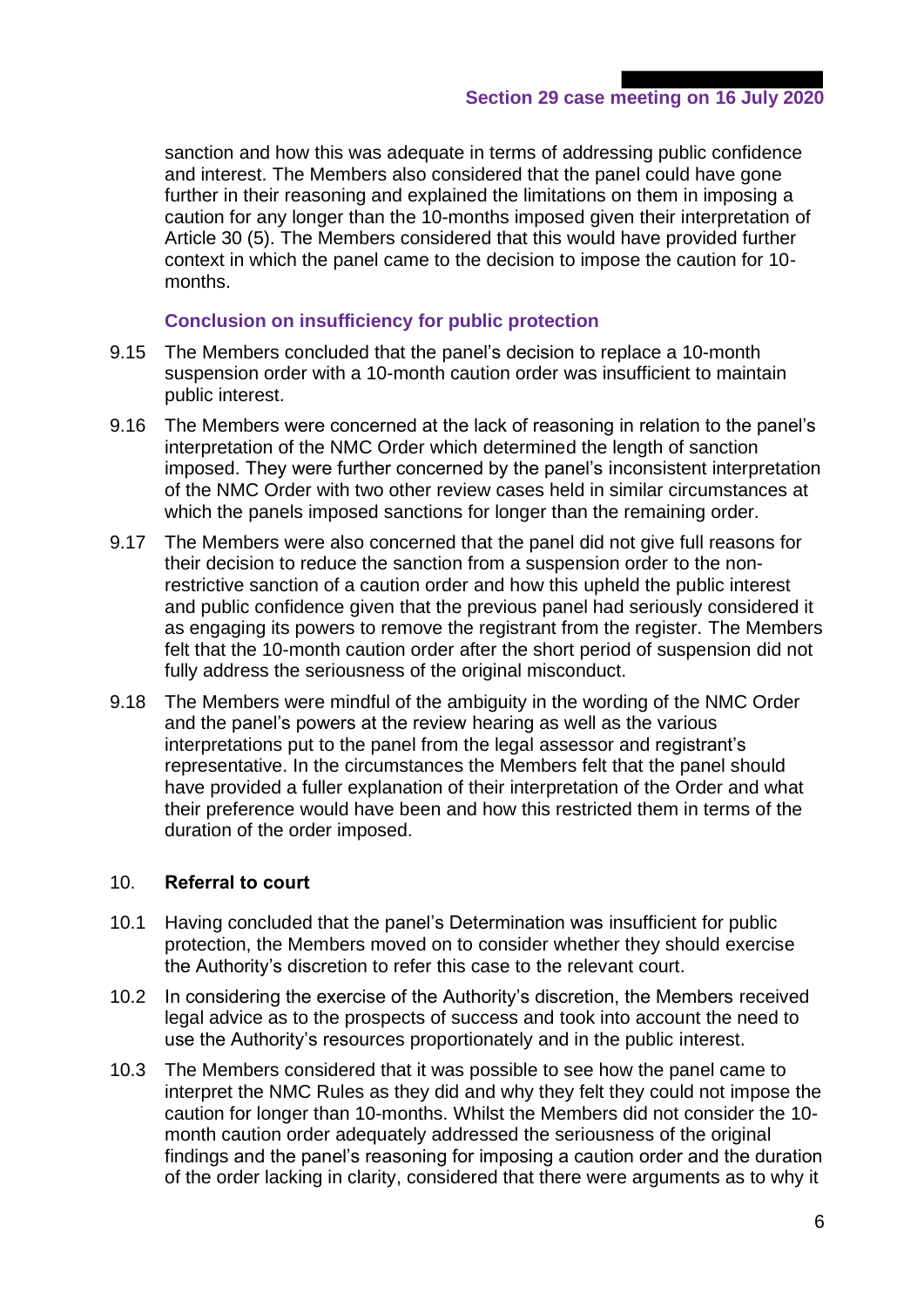sanction and how this was adequate in terms of addressing public confidence and interest. The Members also considered that the panel could have gone further in their reasoning and explained the limitations on them in imposing a caution for any longer than the 10-months imposed given their interpretation of Article 30 (5). The Members considered that this would have provided further context in which the panel came to the decision to impose the caution for 10-months.

### Conclusion on insufficiency for public protection

9.15 The Members concluded that the panel's decision to replace a 10-month suspension order with a 10-month caution order was insufficient to maintain public interest.

9.16 The Members were concerned at the lack of reasoning in relation to the panel's interpretation of the NMC Order which determined the length of sanction imposed. They were further concerned by the panel's inconsistent interpretation of the NMC Order with two other review cases held in similar circumstances at which the panels imposed sanctions for longer than the remaining order.

9.17 The Members were also concerned that the panel did not give full reasons for their decision to reduce the sanction from a suspension order to the non-restrictive sanction of a caution order and how this upheld the public interest and public confidence given that the previous panel had seriously considered it as engaging its powers to remove the registrant from the register. The Members felt that the 10-month caution order after the short period of suspension did not fully address the seriousness of the original misconduct.

9.18 The Members were mindful of the ambiguity in the wording of the NMC Order and the panel's powers at the review hearing as well as the various interpretations put to the panel from the legal assessor and registrant's representative. In the circumstances the Members felt that the panel should have provided a fuller explanation of their interpretation of the Order and what their preference would have been and how this restricted them in terms of the duration of the order imposed.

## 10. Referral to court

10.1 Having concluded that the panel's Determination was insufficient for public protection, the Members moved on to consider whether they should exercise the Authority's discretion to refer this case to the relevant court.

10.2 In considering the exercise of the Authority's discretion, the Members received legal advice as to the prospects of success and took into account the need to use the Authority's resources proportionately and in the public interest.

10.3 The Members considered that it was possible to see how the panel came to interpret the NMC Rules as they did and why they felt they could not impose the caution for longer than 10-months. Whilst the Members did not consider the 10-month caution order adequately addressed the seriousness of the original findings and the panel's reasoning for imposing a caution order and the duration of the order lacking in clarity, considered that there were arguments as to why it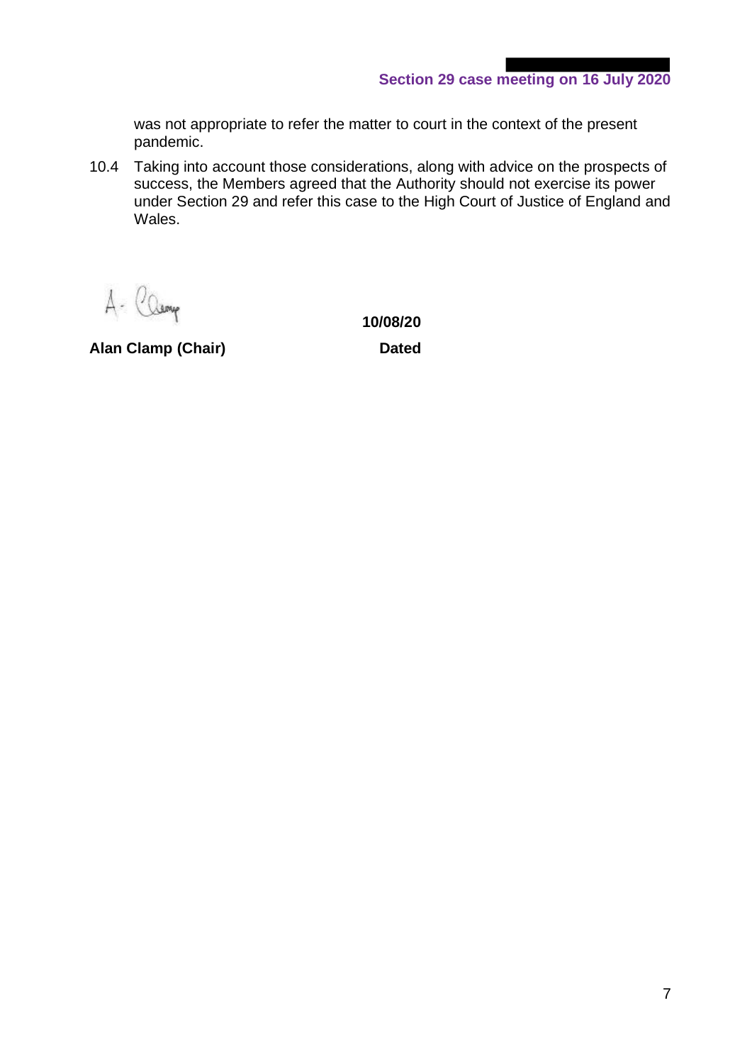was not appropriate to refer the matter to court in the context of the present pandemic.

10.4 Taking into account those considerations, along with advice on the prospects of success, the Members agreed that the Authority should not exercise its power under Section 29 and refer this case to the High Court of Justice of England and Wales.

A. Clamp

**10/08/20**

**Alan Clamp (Chair)** **Dated**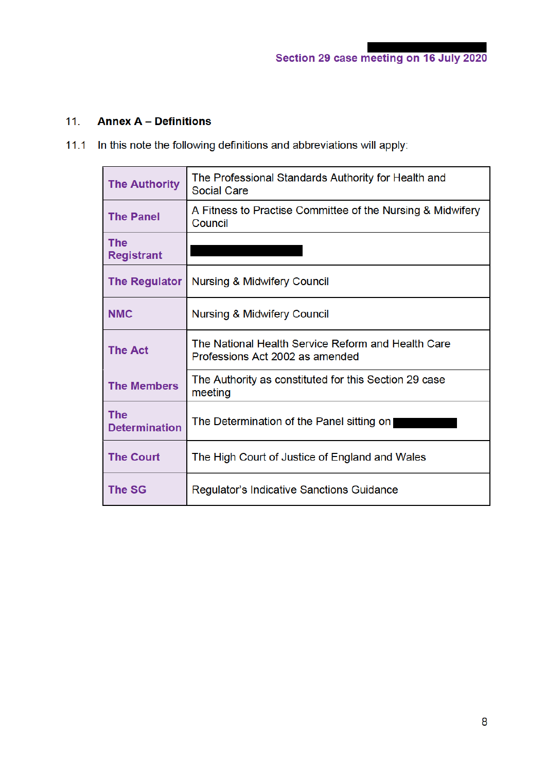## 11. Annex A – Definitions

11.1 In this note the following definitions and abbreviations will apply:

| | |
|---|---|
| **The Authority** | The Professional Standards Authority for Health and Social Care |
| **The Panel** | A Fitness to Practise Committee of the Nursing & Midwifery Council |
| **The Registrant** | |
| **The Regulator** | Nursing & Midwifery Council |
| **NMC** | Nursing & Midwifery Council |
| **The Act** | The National Health Service Reform and Health Care Professions Act 2002 as amended |
| **The Members** | The Authority as constituted for this Section 29 case meeting |
| **The Determination** | The Determination of the Panel sitting on |
| **The Court** | The High Court of Justice of England and Wales |
| **The SG** | Regulator's Indicative Sanctions Guidance |